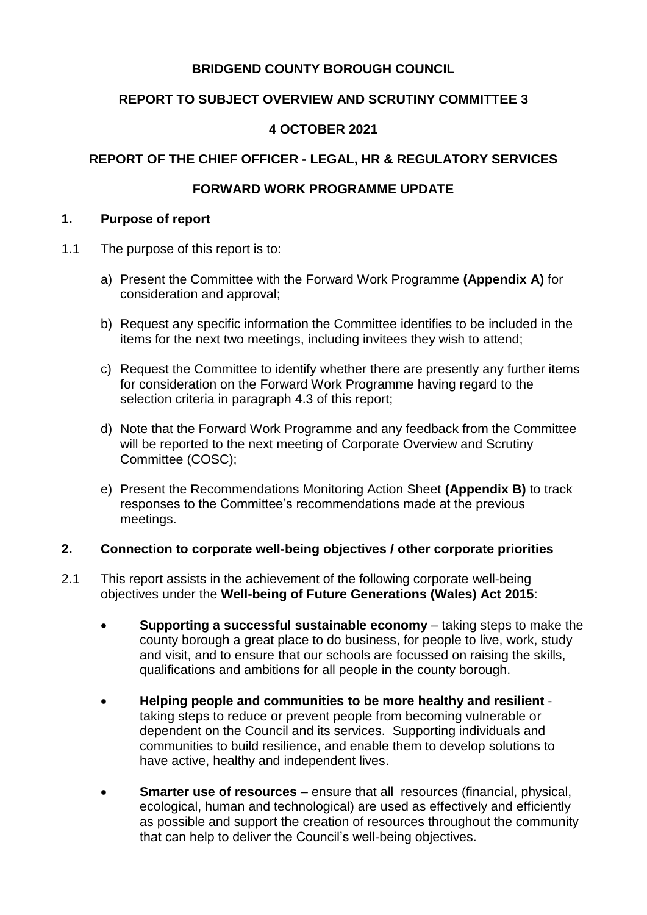**BRIDGEND COUNTY BOROUGH COUNCIL**

**REPORT TO SUBJECT OVERVIEW AND SCRUTINY COMMITTEE 3**

**4 OCTOBER 2021**

**REPORT OF THE CHIEF OFFICER - LEGAL, HR & REGULATORY SERVICES**

**FORWARD WORK PROGRAMME UPDATE**

## 1. Purpose of report

1.1 The purpose of this report is to:

a) Present the Committee with the Forward Work Programme **(Appendix A)** for consideration and approval;

b) Request any specific information the Committee identifies to be included in the items for the next two meetings, including invitees they wish to attend;

c) Request the Committee to identify whether there are presently any further items for consideration on the Forward Work Programme having regard to the selection criteria in paragraph 4.3 of this report;

d) Note that the Forward Work Programme and any feedback from the Committee will be reported to the next meeting of Corporate Overview and Scrutiny Committee (COSC);

e) Present the Recommendations Monitoring Action Sheet **(Appendix B)** to track responses to the Committee's recommendations made at the previous meetings.

## 2. Connection to corporate well-being objectives / other corporate priorities

2.1 This report assists in the achievement of the following corporate well-being objectives under the **Well-being of Future Generations (Wales) Act 2015**:

- **Supporting a successful sustainable economy** – taking steps to make the county borough a great place to do business, for people to live, work, study and visit, and to ensure that our schools are focussed on raising the skills, qualifications and ambitions for all people in the county borough.
- **Helping people and communities to be more healthy and resilient** - taking steps to reduce or prevent people from becoming vulnerable or dependent on the Council and its services. Supporting individuals and communities to build resilience, and enable them to develop solutions to have active, healthy and independent lives.
- **Smarter use of resources** – ensure that all resources (financial, physical, ecological, human and technological) are used as effectively and efficiently as possible and support the creation of resources throughout the community that can help to deliver the Council's well-being objectives.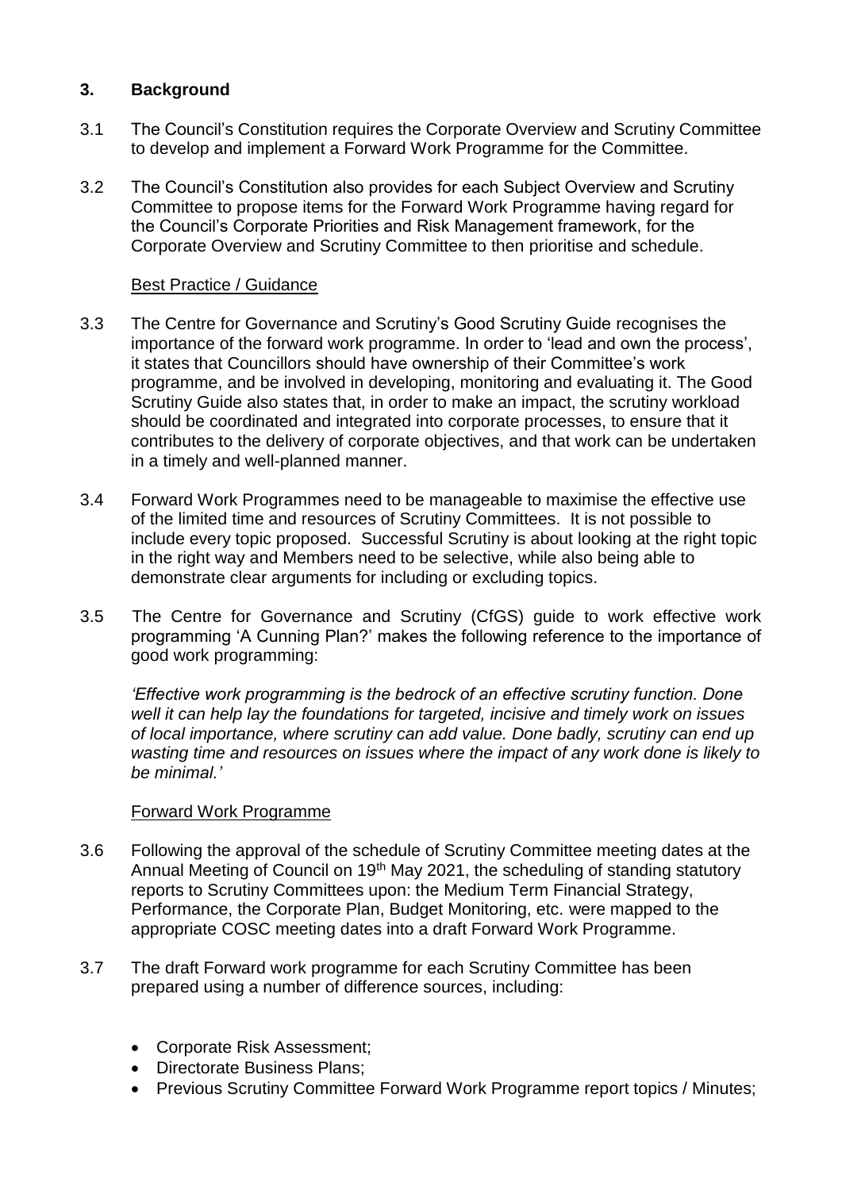## 3. Background

3.1 The Council's Constitution requires the Corporate Overview and Scrutiny Committee to develop and implement a Forward Work Programme for the Committee.

3.2 The Council's Constitution also provides for each Subject Overview and Scrutiny Committee to propose items for the Forward Work Programme having regard for the Council's Corporate Priorities and Risk Management framework, for the Corporate Overview and Scrutiny Committee to then prioritise and schedule.

Best Practice / Guidance

3.3 The Centre for Governance and Scrutiny's Good Scrutiny Guide recognises the importance of the forward work programme. In order to 'lead and own the process', it states that Councillors should have ownership of their Committee's work programme, and be involved in developing, monitoring and evaluating it. The Good Scrutiny Guide also states that, in order to make an impact, the scrutiny workload should be coordinated and integrated into corporate processes, to ensure that it contributes to the delivery of corporate objectives, and that work can be undertaken in a timely and well-planned manner.

3.4 Forward Work Programmes need to be manageable to maximise the effective use of the limited time and resources of Scrutiny Committees. It is not possible to include every topic proposed. Successful Scrutiny is about looking at the right topic in the right way and Members need to be selective, while also being able to demonstrate clear arguments for including or excluding topics.

3.5 The Centre for Governance and Scrutiny (CfGS) guide to work effective work programming 'A Cunning Plan?' makes the following reference to the importance of good work programming:

*'Effective work programming is the bedrock of an effective scrutiny function. Done well it can help lay the foundations for targeted, incisive and timely work on issues of local importance, where scrutiny can add value. Done badly, scrutiny can end up wasting time and resources on issues where the impact of any work done is likely to be minimal.'*

Forward Work Programme

3.6 Following the approval of the schedule of Scrutiny Committee meeting dates at the Annual Meeting of Council on 19th May 2021, the scheduling of standing statutory reports to Scrutiny Committees upon: the Medium Term Financial Strategy, Performance, the Corporate Plan, Budget Monitoring, etc. were mapped to the appropriate COSC meeting dates into a draft Forward Work Programme.

3.7 The draft Forward work programme for each Scrutiny Committee has been prepared using a number of difference sources, including:

- Corporate Risk Assessment;
- Directorate Business Plans;
- Previous Scrutiny Committee Forward Work Programme report topics / Minutes;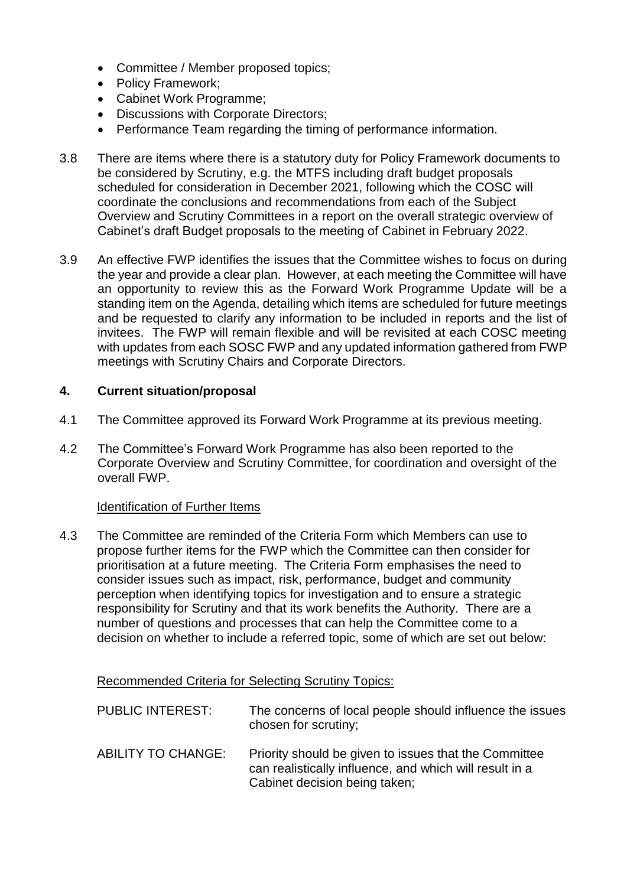- Committee / Member proposed topics;
- Policy Framework;
- Cabinet Work Programme;
- Discussions with Corporate Directors;
- Performance Team regarding the timing of performance information.

3.8 There are items where there is a statutory duty for Policy Framework documents to be considered by Scrutiny, e.g. the MTFS including draft budget proposals scheduled for consideration in December 2021, following which the COSC will coordinate the conclusions and recommendations from each of the Subject Overview and Scrutiny Committees in a report on the overall strategic overview of Cabinet's draft Budget proposals to the meeting of Cabinet in February 2022.

3.9 An effective FWP identifies the issues that the Committee wishes to focus on during the year and provide a clear plan. However, at each meeting the Committee will have an opportunity to review this as the Forward Work Programme Update will be a standing item on the Agenda, detailing which items are scheduled for future meetings and be requested to clarify any information to be included in reports and the list of invitees. The FWP will remain flexible and will be revisited at each COSC meeting with updates from each SOSC FWP and any updated information gathered from FWP meetings with Scrutiny Chairs and Corporate Directors.

## 4. Current situation/proposal

4.1 The Committee approved its Forward Work Programme at its previous meeting.

4.2 The Committee's Forward Work Programme has also been reported to the Corporate Overview and Scrutiny Committee, for coordination and oversight of the overall FWP.

Identification of Further Items

4.3 The Committee are reminded of the Criteria Form which Members can use to propose further items for the FWP which the Committee can then consider for prioritisation at a future meeting. The Criteria Form emphasises the need to consider issues such as impact, risk, performance, budget and community perception when identifying topics for investigation and to ensure a strategic responsibility for Scrutiny and that its work benefits the Authority. There are a number of questions and processes that can help the Committee come to a decision on whether to include a referred topic, some of which are set out below:

Recommended Criteria for Selecting Scrutiny Topics:

PUBLIC INTEREST: The concerns of local people should influence the issues chosen for scrutiny;

ABILITY TO CHANGE: Priority should be given to issues that the Committee can realistically influence, and which will result in a Cabinet decision being taken;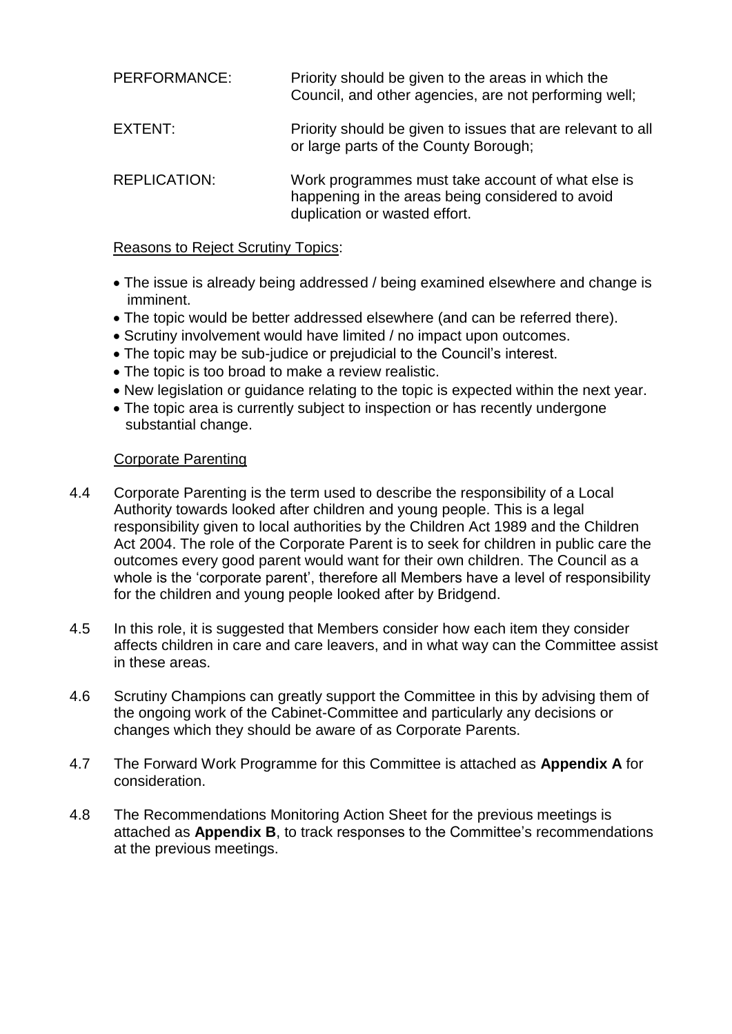| | |
|---|---|
| PERFORMANCE: | Priority should be given to the areas in which the Council, and other agencies, are not performing well; |
| EXTENT: | Priority should be given to issues that are relevant to all or large parts of the County Borough; |
| REPLICATION: | Work programmes must take account of what else is happening in the areas being considered to avoid duplication or wasted effort. |

Reasons to Reject Scrutiny Topics:

- The issue is already being addressed / being examined elsewhere and change is imminent.
- The topic would be better addressed elsewhere (and can be referred there).
- Scrutiny involvement would have limited / no impact upon outcomes.
- The topic may be sub-judice or prejudicial to the Council's interest.
- The topic is too broad to make a review realistic.
- New legislation or guidance relating to the topic is expected within the next year.
- The topic area is currently subject to inspection or has recently undergone substantial change.

Corporate Parenting

4.4 Corporate Parenting is the term used to describe the responsibility of a Local Authority towards looked after children and young people. This is a legal responsibility given to local authorities by the Children Act 1989 and the Children Act 2004. The role of the Corporate Parent is to seek for children in public care the outcomes every good parent would want for their own children. The Council as a whole is the 'corporate parent', therefore all Members have a level of responsibility for the children and young people looked after by Bridgend.

4.5 In this role, it is suggested that Members consider how each item they consider affects children in care and care leavers, and in what way can the Committee assist in these areas.

4.6 Scrutiny Champions can greatly support the Committee in this by advising them of the ongoing work of the Cabinet-Committee and particularly any decisions or changes which they should be aware of as Corporate Parents.

4.7 The Forward Work Programme for this Committee is attached as **Appendix A** for consideration.

4.8 The Recommendations Monitoring Action Sheet for the previous meetings is attached as **Appendix B**, to track responses to the Committee's recommendations at the previous meetings.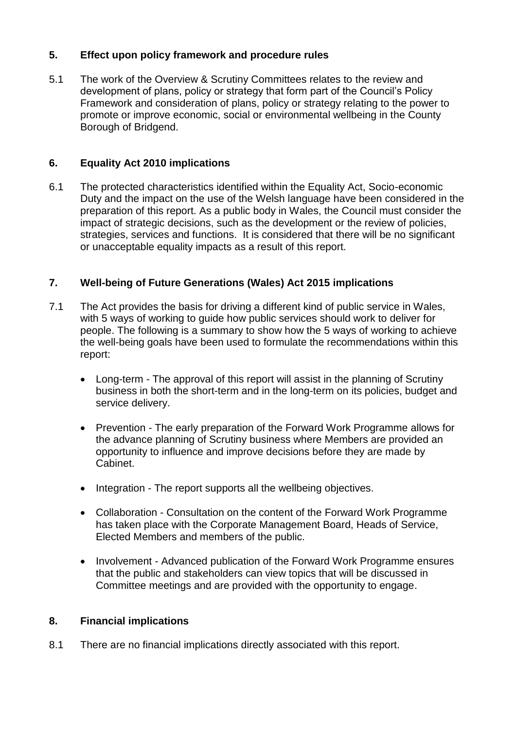## 5. Effect upon policy framework and procedure rules

5.1 The work of the Overview & Scrutiny Committees relates to the review and development of plans, policy or strategy that form part of the Council's Policy Framework and consideration of plans, policy or strategy relating to the power to promote or improve economic, social or environmental wellbeing in the County Borough of Bridgend.

## 6. Equality Act 2010 implications

6.1 The protected characteristics identified within the Equality Act, Socio-economic Duty and the impact on the use of the Welsh language have been considered in the preparation of this report. As a public body in Wales, the Council must consider the impact of strategic decisions, such as the development or the review of policies, strategies, services and functions. It is considered that there will be no significant or unacceptable equality impacts as a result of this report.

## 7. Well-being of Future Generations (Wales) Act 2015 implications

7.1 The Act provides the basis for driving a different kind of public service in Wales, with 5 ways of working to guide how public services should work to deliver for people. The following is a summary to show how the 5 ways of working to achieve the well-being goals have been used to formulate the recommendations within this report:

- Long-term - The approval of this report will assist in the planning of Scrutiny business in both the short-term and in the long-term on its policies, budget and service delivery.
- Prevention - The early preparation of the Forward Work Programme allows for the advance planning of Scrutiny business where Members are provided an opportunity to influence and improve decisions before they are made by Cabinet.
- Integration - The report supports all the wellbeing objectives.
- Collaboration - Consultation on the content of the Forward Work Programme has taken place with the Corporate Management Board, Heads of Service, Elected Members and members of the public.
- Involvement - Advanced publication of the Forward Work Programme ensures that the public and stakeholders can view topics that will be discussed in Committee meetings and are provided with the opportunity to engage.

## 8. Financial implications

8.1 There are no financial implications directly associated with this report.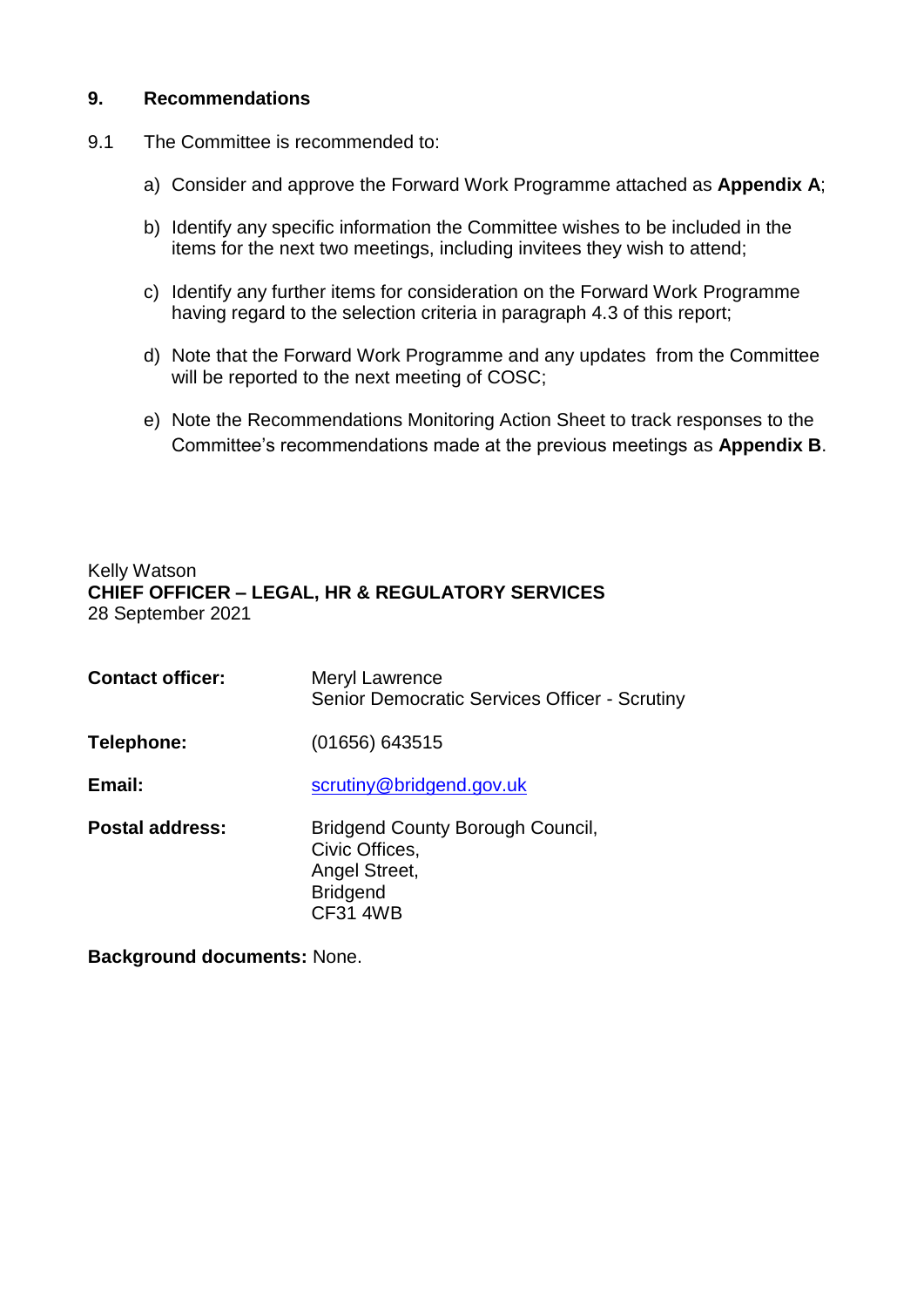## 9. Recommendations

9.1 The Committee is recommended to:

a) Consider and approve the Forward Work Programme attached as **Appendix A**;

b) Identify any specific information the Committee wishes to be included in the items for the next two meetings, including invitees they wish to attend;

c) Identify any further items for consideration on the Forward Work Programme having regard to the selection criteria in paragraph 4.3 of this report;

d) Note that the Forward Work Programme and any updates from the Committee will be reported to the next meeting of COSC;

e) Note the Recommendations Monitoring Action Sheet to track responses to the Committee's recommendations made at the previous meetings as **Appendix B**.

Kelly Watson
**CHIEF OFFICER – LEGAL, HR & REGULATORY SERVICES**
28 September 2021

| | |
|---|---|
| **Contact officer:** | Meryl Lawrence<br>Senior Democratic Services Officer - Scrutiny |
| **Telephone:** | (01656) 643515 |
| **Email:** | scrutiny@bridgend.gov.uk |
| **Postal address:** | Bridgend County Borough Council,<br>Civic Offices,<br>Angel Street,<br>Bridgend<br>CF31 4WB |

**Background documents:** None.